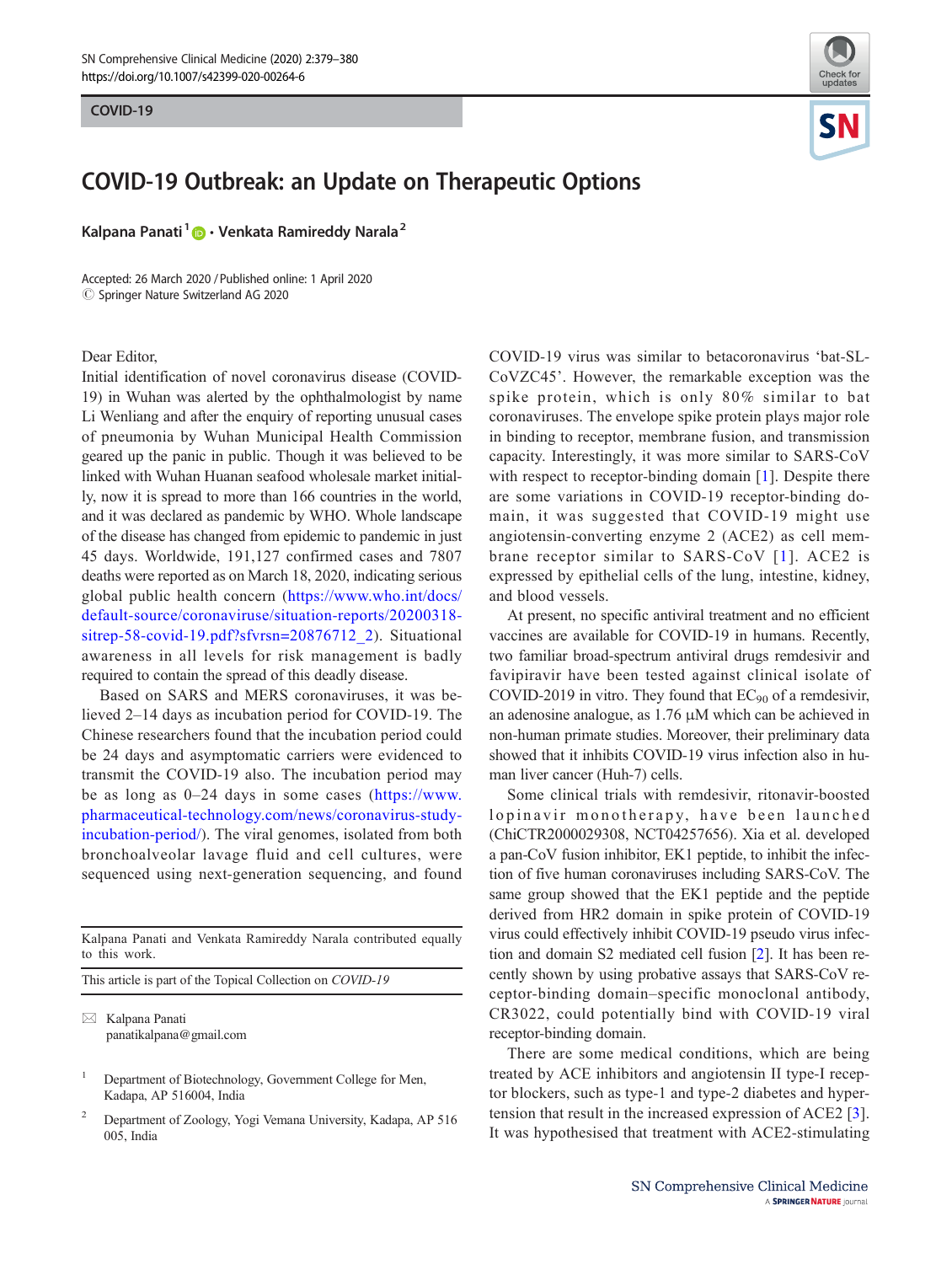COVID-19

# COVID-19 Outbreak: an Update on Therapeutic Options

**Kalpana Panati**[1] **· Venkata Ramireddy Narala**[2]

Accepted: 26 March 2020 / Published online: 1 April 2020
© Springer Nature Switzerland AG 2020

Dear Editor,

Initial identification of novel coronavirus disease (COVID-19) in Wuhan was alerted by the ophthalmologist by name Li Wenliang and after the enquiry of reporting unusual cases of pneumonia by Wuhan Municipal Health Commission geared up the panic in public. Though it was believed to be linked with Wuhan Huanan seafood wholesale market initially, now it is spread to more than 166 countries in the world, and it was declared as pandemic by WHO. Whole landscape of the disease has changed from epidemic to pandemic in just 45 days. Worldwide, 191,127 confirmed cases and 7807 deaths were reported as on March 18, 2020, indicating serious global public health concern (https://www.who.int/docs/default-source/coronaviruse/situation-reports/20200318-sitrep-58-covid-19.pdf?sfvrsn=20876712_2). Situational awareness in all levels for risk management is badly required to contain the spread of this deadly disease.

Based on SARS and MERS coronaviruses, it was believed 2–14 days as incubation period for COVID-19. The Chinese researchers found that the incubation period could be 24 days and asymptomatic carriers were evidenced to transmit the COVID-19 also. The incubation period may be as long as 0–24 days in some cases (https://www.pharmaceutical-technology.com/news/coronavirus-study-incubation-period/). The viral genomes, isolated from both bronchoalveolar lavage fluid and cell cultures, were sequenced using next-generation sequencing, and found COVID-19 virus was similar to betacoronavirus 'bat-SL-CoVZC45'. However, the remarkable exception was the spike protein, which is only 80% similar to bat coronaviruses. The envelope spike protein plays major role in binding to receptor, membrane fusion, and transmission capacity. Interestingly, it was more similar to SARS-CoV with respect to receptor-binding domain [1]. Despite there are some variations in COVID-19 receptor-binding domain, it was suggested that COVID-19 might use angiotensin-converting enzyme 2 (ACE2) as cell membrane receptor similar to SARS-CoV [1]. ACE2 is expressed by epithelial cells of the lung, intestine, kidney, and blood vessels.

At present, no specific antiviral treatment and no efficient vaccines are available for COVID-19 in humans. Recently, two familiar broad-spectrum antiviral drugs remdesivir and favipiravir have been tested against clinical isolate of COVID-2019 in vitro. They found that $EC_{90}$ of a remdesivir, an adenosine analogue, as 1.76 μM which can be achieved in non-human primate studies. Moreover, their preliminary data showed that it inhibits COVID-19 virus infection also in human liver cancer (Huh-7) cells.

Some clinical trials with remdesivir, ritonavir-boosted lopinavir monotherapy, have been launched (ChiCTR2000029308, NCT04257656). Xia et al. developed a pan-CoV fusion inhibitor, EK1 peptide, to inhibit the infection of five human coronaviruses including SARS-CoV. The same group showed that the EK1 peptide and the peptide derived from HR2 domain in spike protein of COVID-19 virus could effectively inhibit COVID-19 pseudo virus infection and domain S2 mediated cell fusion [2]. It has been recently shown by using probative assays that SARS-CoV receptor-binding domain–specific monoclonal antibody, CR3022, could potentially bind with COVID-19 viral receptor-binding domain.

There are some medical conditions, which are being treated by ACE inhibitors and angiotensin II type-I receptor blockers, such as type-1 and type-2 diabetes and hypertension that result in the increased expression of ACE2 [3]. It was hypothesised that treatment with ACE2-stimulating

---

Kalpana Panati and Venkata Ramireddy Narala contributed equally to this work.

This article is part of the Topical Collection on *COVID-19*

✉ Kalpana Panati
panatikalpana@gmail.com

[1] Department of Biotechnology, Government College for Men, Kadapa, AP 516004, India

[2] Department of Zoology, Yogi Vemana University, Kadapa, AP 516 005, India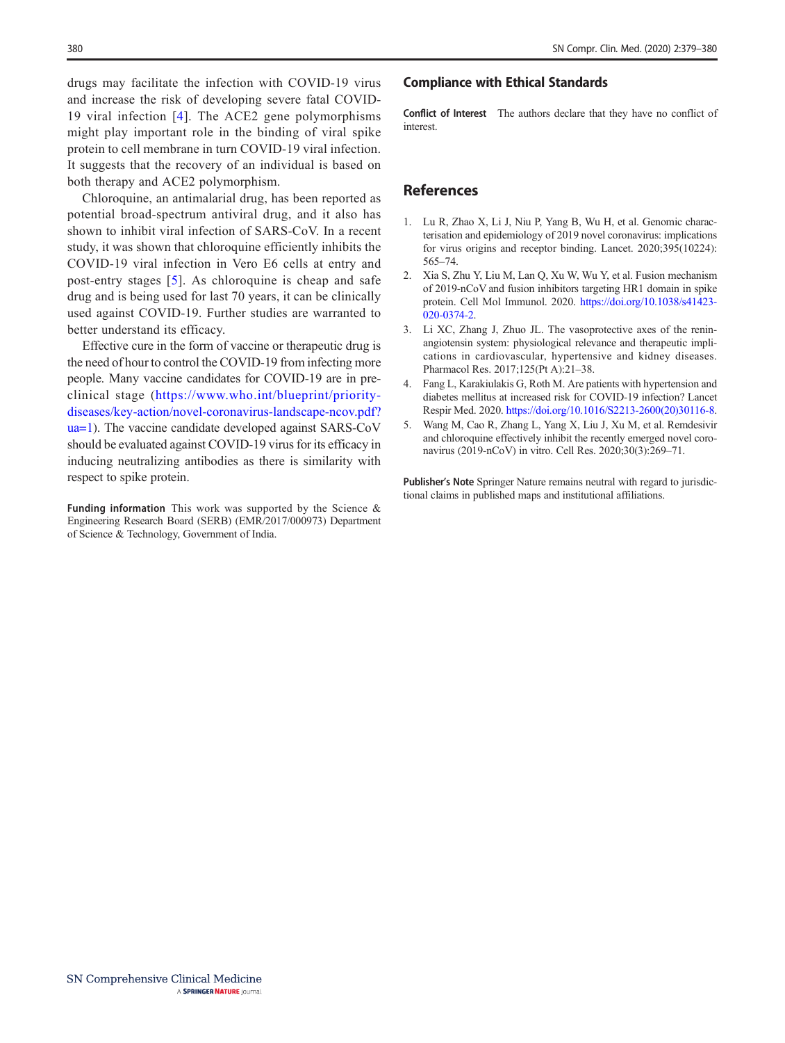drugs may facilitate the infection with COVID-19 virus and increase the risk of developing severe fatal COVID-19 viral infection [4]. The ACE2 gene polymorphisms might play important role in the binding of viral spike protein to cell membrane in turn COVID-19 viral infection. It suggests that the recovery of an individual is based on both therapy and ACE2 polymorphism.

Chloroquine, an antimalarial drug, has been reported as potential broad-spectrum antiviral drug, and it also has shown to inhibit viral infection of SARS-CoV. In a recent study, it was shown that chloroquine efficiently inhibits the COVID-19 viral infection in Vero E6 cells at entry and post-entry stages [5]. As chloroquine is cheap and safe drug and is being used for last 70 years, it can be clinically used against COVID-19. Further studies are warranted to better understand its efficacy.

Effective cure in the form of vaccine or therapeutic drug is the need of hour to control the COVID-19 from infecting more people. Many vaccine candidates for COVID-19 are in pre-clinical stage (https://www.who.int/blueprint/priority-diseases/key-action/novel-coronavirus-landscape-ncov.pdf?ua=1). The vaccine candidate developed against SARS-CoV should be evaluated against COVID-19 virus for its efficacy in inducing neutralizing antibodies as there is similarity with respect to spike protein.

**Funding information** This work was supported by the Science & Engineering Research Board (SERB) (EMR/2017/000973) Department of Science & Technology, Government of India.

## Compliance with Ethical Standards

**Conflict of Interest** The authors declare that they have no conflict of interest.

## References

1. Lu R, Zhao X, Li J, Niu P, Yang B, Wu H, et al. Genomic characterisation and epidemiology of 2019 novel coronavirus: implications for virus origins and receptor binding. Lancet. 2020;395(10224):565–74.
2. Xia S, Zhu Y, Liu M, Lan Q, Xu W, Wu Y, et al. Fusion mechanism of 2019-nCoV and fusion inhibitors targeting HR1 domain in spike protein. Cell Mol Immunol. 2020. https://doi.org/10.1038/s41423-020-0374-2.
3. Li XC, Zhang J, Zhuo JL. The vasoprotective axes of the renin-angiotensin system: physiological relevance and therapeutic implications in cardiovascular, hypertensive and kidney diseases. Pharmacol Res. 2017;125(Pt A):21–38.
4. Fang L, Karakiulakis G, Roth M. Are patients with hypertension and diabetes mellitus at increased risk for COVID-19 infection? Lancet Respir Med. 2020. https://doi.org/10.1016/S2213-2600(20)30116-8.
5. Wang M, Cao R, Zhang L, Yang X, Liu J, Xu M, et al. Remdesivir and chloroquine effectively inhibit the recently emerged novel coronavirus (2019-nCoV) in vitro. Cell Res. 2020;30(3):269–71.

**Publisher's Note** Springer Nature remains neutral with regard to jurisdictional claims in published maps and institutional affiliations.